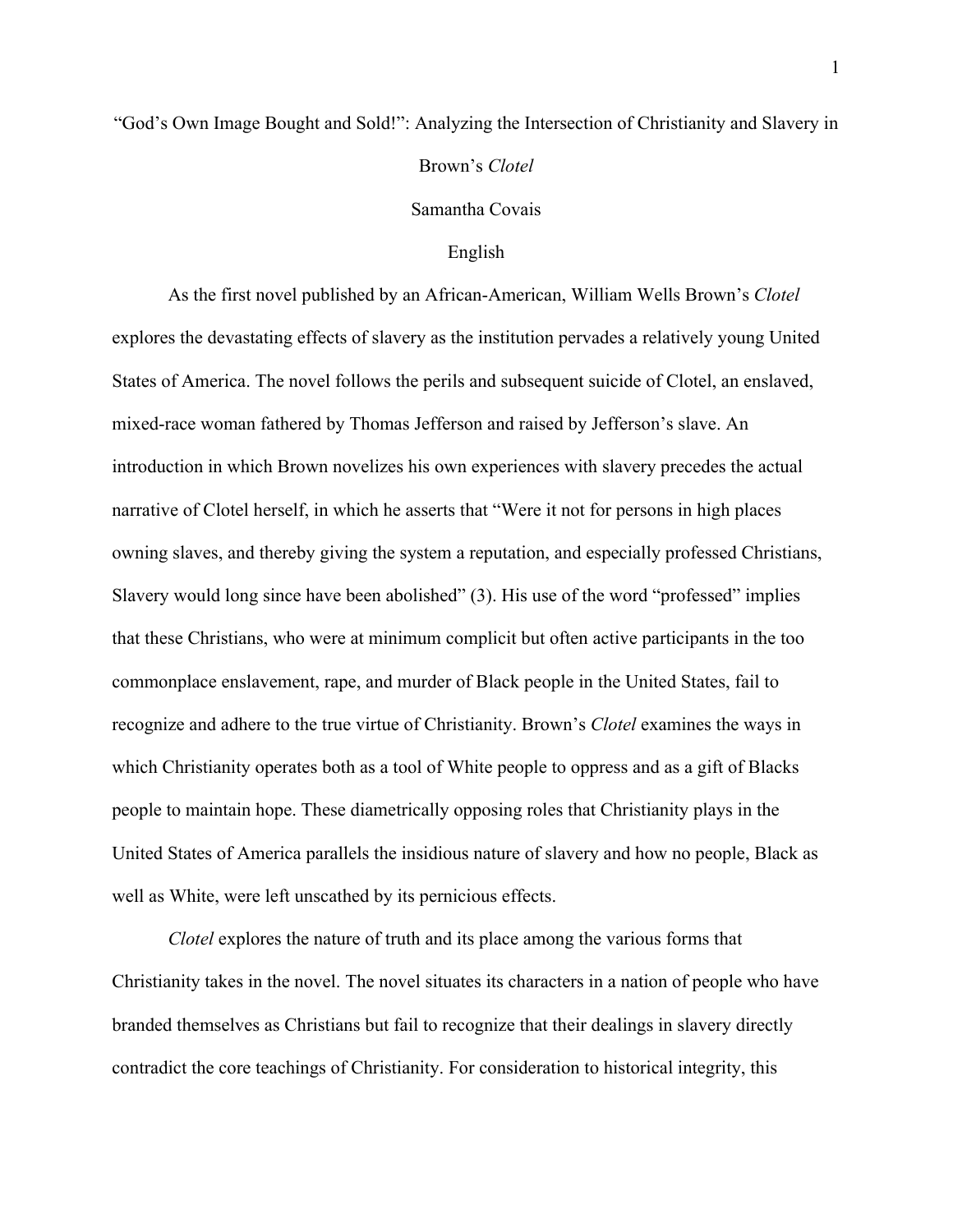# "God's Own Image Bought and Sold!": Analyzing the Intersection of Christianity and Slavery in Brown's *Clotel*

Samantha Covais

English

As the first novel published by an African-American, William Wells Brown's *Clotel* explores the devastating effects of slavery as the institution pervades a relatively young United States of America. The novel follows the perils and subsequent suicide of Clotel, an enslaved, mixed-race woman fathered by Thomas Jefferson and raised by Jefferson's slave. An introduction in which Brown novelizes his own experiences with slavery precedes the actual narrative of Clotel herself, in which he asserts that "Were it not for persons in high places owning slaves, and thereby giving the system a reputation, and especially professed Christians, Slavery would long since have been abolished" (3). His use of the word "professed" implies that these Christians, who were at minimum complicit but often active participants in the too commonplace enslavement, rape, and murder of Black people in the United States, fail to recognize and adhere to the true virtue of Christianity. Brown's *Clotel* examines the ways in which Christianity operates both as a tool of White people to oppress and as a gift of Blacks people to maintain hope. These diametrically opposing roles that Christianity plays in the United States of America parallels the insidious nature of slavery and how no people, Black as well as White, were left unscathed by its pernicious effects.

*Clotel* explores the nature of truth and its place among the various forms that Christianity takes in the novel. The novel situates its characters in a nation of people who have branded themselves as Christians but fail to recognize that their dealings in slavery directly contradict the core teachings of Christianity. For consideration to historical integrity, this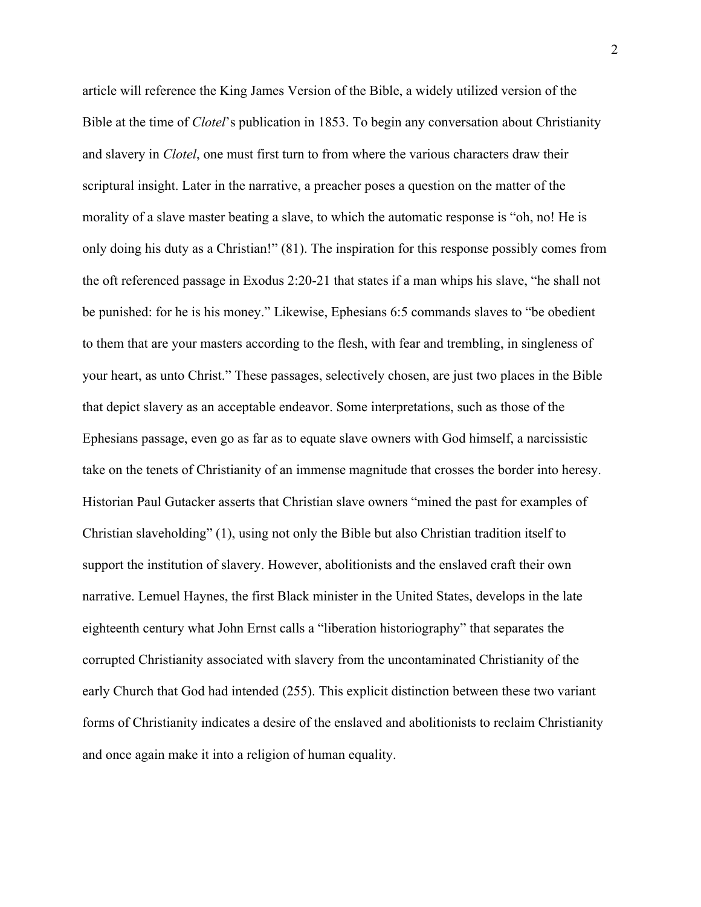article will reference the King James Version of the Bible, a widely utilized version of the Bible at the time of *Clotel*'s publication in 1853. To begin any conversation about Christianity and slavery in *Clotel*, one must first turn to from where the various characters draw their scriptural insight. Later in the narrative, a preacher poses a question on the matter of the morality of a slave master beating a slave, to which the automatic response is "oh, no! He is only doing his duty as a Christian!" (81). The inspiration for this response possibly comes from the oft referenced passage in Exodus 2:20-21 that states if a man whips his slave, "he shall not be punished: for he is his money." Likewise, Ephesians 6:5 commands slaves to "be obedient to them that are your masters according to the flesh, with fear and trembling, in singleness of your heart, as unto Christ." These passages, selectively chosen, are just two places in the Bible that depict slavery as an acceptable endeavor. Some interpretations, such as those of the Ephesians passage, even go as far as to equate slave owners with God himself, a narcissistic take on the tenets of Christianity of an immense magnitude that crosses the border into heresy. Historian Paul Gutacker asserts that Christian slave owners "mined the past for examples of Christian slaveholding" (1), using not only the Bible but also Christian tradition itself to support the institution of slavery. However, abolitionists and the enslaved craft their own narrative. Lemuel Haynes, the first Black minister in the United States, develops in the late eighteenth century what John Ernst calls a "liberation historiography" that separates the corrupted Christianity associated with slavery from the uncontaminated Christianity of the early Church that God had intended (255). This explicit distinction between these two variant forms of Christianity indicates a desire of the enslaved and abolitionists to reclaim Christianity and once again make it into a religion of human equality.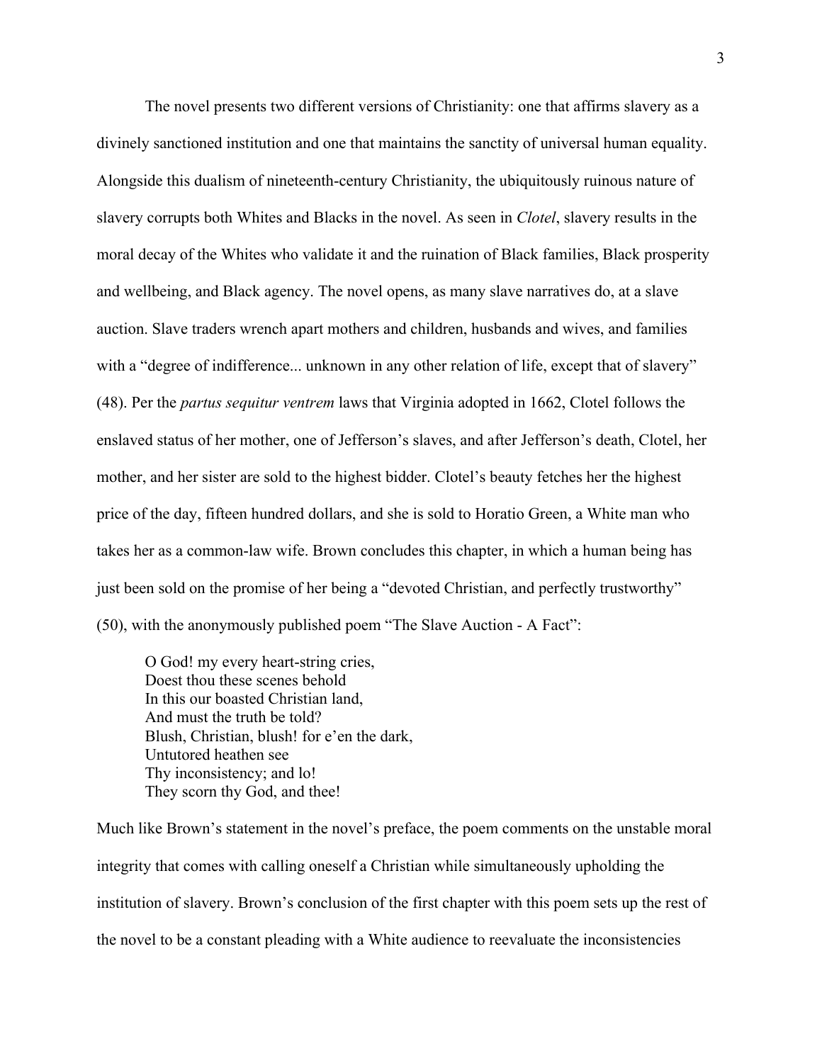The novel presents two different versions of Christianity: one that affirms slavery as a divinely sanctioned institution and one that maintains the sanctity of universal human equality. Alongside this dualism of nineteenth-century Christianity, the ubiquitously ruinous nature of slavery corrupts both Whites and Blacks in the novel. As seen in *Clotel*, slavery results in the moral decay of the Whites who validate it and the ruination of Black families, Black prosperity and wellbeing, and Black agency. The novel opens, as many slave narratives do, at a slave auction. Slave traders wrench apart mothers and children, husbands and wives, and families with a "degree of indifference... unknown in any other relation of life, except that of slavery" (48). Per the *partus sequitur ventrem* laws that Virginia adopted in 1662, Clotel follows the enslaved status of her mother, one of Jefferson's slaves, and after Jefferson's death, Clotel, her mother, and her sister are sold to the highest bidder. Clotel's beauty fetches her the highest price of the day, fifteen hundred dollars, and she is sold to Horatio Green, a White man who takes her as a common-law wife. Brown concludes this chapter, in which a human being has just been sold on the promise of her being a "devoted Christian, and perfectly trustworthy" (50), with the anonymously published poem "The Slave Auction - A Fact":

> O God! my every heart-string cries,
> Doest thou these scenes behold
> In this our boasted Christian land,
> And must the truth be told?
> Blush, Christian, blush! for e'en the dark,
> Untutored heathen see
> Thy inconsistency; and lo!
> They scorn thy God, and thee!

Much like Brown's statement in the novel's preface, the poem comments on the unstable moral integrity that comes with calling oneself a Christian while simultaneously upholding the institution of slavery. Brown's conclusion of the first chapter with this poem sets up the rest of the novel to be a constant pleading with a White audience to reevaluate the inconsistencies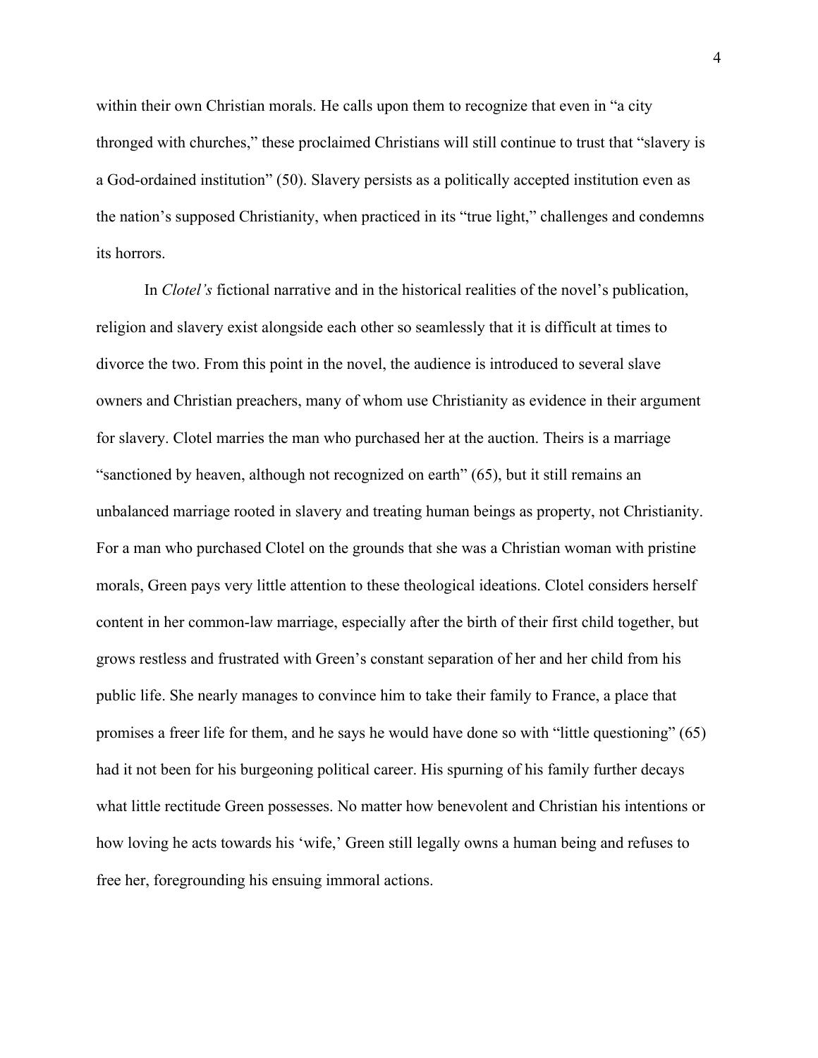within their own Christian morals. He calls upon them to recognize that even in “a city thronged with churches,” these proclaimed Christians will still continue to trust that “slavery is a God-ordained institution” (50). Slavery persists as a politically accepted institution even as the nation’s supposed Christianity, when practiced in its “true light,” challenges and condemns its horrors.

In *Clotel’s* fictional narrative and in the historical realities of the novel’s publication, religion and slavery exist alongside each other so seamlessly that it is difficult at times to divorce the two. From this point in the novel, the audience is introduced to several slave owners and Christian preachers, many of whom use Christianity as evidence in their argument for slavery. Clotel marries the man who purchased her at the auction. Theirs is a marriage “sanctioned by heaven, although not recognized on earth” (65), but it still remains an unbalanced marriage rooted in slavery and treating human beings as property, not Christianity. For a man who purchased Clotel on the grounds that she was a Christian woman with pristine morals, Green pays very little attention to these theological ideations. Clotel considers herself content in her common-law marriage, especially after the birth of their first child together, but grows restless and frustrated with Green’s constant separation of her and her child from his public life. She nearly manages to convince him to take their family to France, a place that promises a freer life for them, and he says he would have done so with “little questioning” (65) had it not been for his burgeoning political career. His spurning of his family further decays what little rectitude Green possesses. No matter how benevolent and Christian his intentions or how loving he acts towards his ‘wife,’ Green still legally owns a human being and refuses to free her, foregrounding his ensuing immoral actions.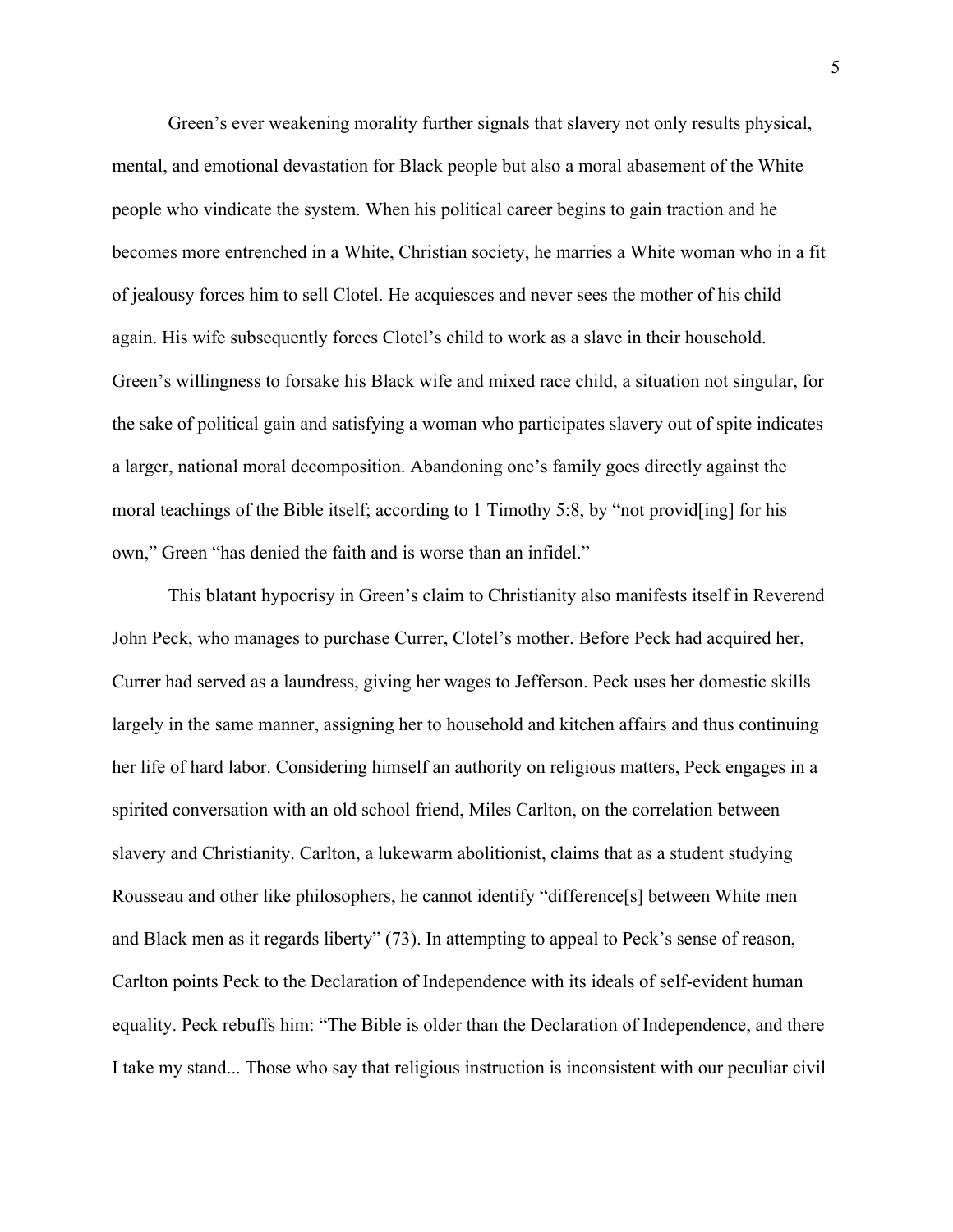Green's ever weakening morality further signals that slavery not only results physical, mental, and emotional devastation for Black people but also a moral abasement of the White people who vindicate the system. When his political career begins to gain traction and he becomes more entrenched in a White, Christian society, he marries a White woman who in a fit of jealousy forces him to sell Clotel. He acquiesces and never sees the mother of his child again. His wife subsequently forces Clotel's child to work as a slave in their household. Green's willingness to forsake his Black wife and mixed race child, a situation not singular, for the sake of political gain and satisfying a woman who participates slavery out of spite indicates a larger, national moral decomposition. Abandoning one's family goes directly against the moral teachings of the Bible itself; according to 1 Timothy 5:8, by "not provid[ing] for his own," Green "has denied the faith and is worse than an infidel."

This blatant hypocrisy in Green's claim to Christianity also manifests itself in Reverend John Peck, who manages to purchase Currer, Clotel's mother. Before Peck had acquired her, Currer had served as a laundress, giving her wages to Jefferson. Peck uses her domestic skills largely in the same manner, assigning her to household and kitchen affairs and thus continuing her life of hard labor. Considering himself an authority on religious matters, Peck engages in a spirited conversation with an old school friend, Miles Carlton, on the correlation between slavery and Christianity. Carlton, a lukewarm abolitionist, claims that as a student studying Rousseau and other like philosophers, he cannot identify "difference[s] between White men and Black men as it regards liberty" (73). In attempting to appeal to Peck's sense of reason, Carlton points Peck to the Declaration of Independence with its ideals of self-evident human equality. Peck rebuffs him: "The Bible is older than the Declaration of Independence, and there I take my stand... Those who say that religious instruction is inconsistent with our peculiar civil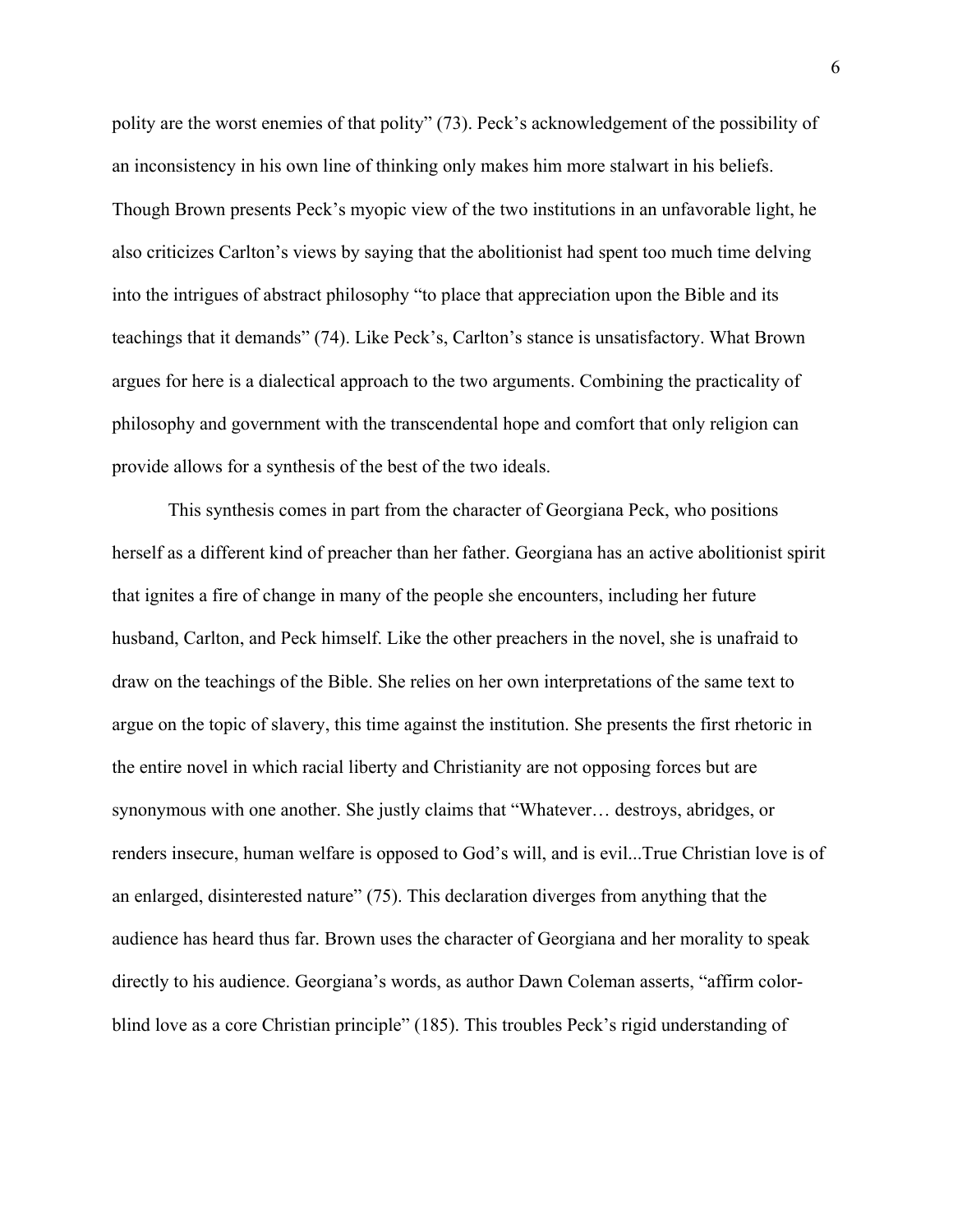polity are the worst enemies of that polity" (73). Peck's acknowledgement of the possibility of an inconsistency in his own line of thinking only makes him more stalwart in his beliefs. Though Brown presents Peck's myopic view of the two institutions in an unfavorable light, he also criticizes Carlton's views by saying that the abolitionist had spent too much time delving into the intrigues of abstract philosophy "to place that appreciation upon the Bible and its teachings that it demands" (74). Like Peck's, Carlton's stance is unsatisfactory. What Brown argues for here is a dialectical approach to the two arguments. Combining the practicality of philosophy and government with the transcendental hope and comfort that only religion can provide allows for a synthesis of the best of the two ideals.

This synthesis comes in part from the character of Georgiana Peck, who positions herself as a different kind of preacher than her father. Georgiana has an active abolitionist spirit that ignites a fire of change in many of the people she encounters, including her future husband, Carlton, and Peck himself. Like the other preachers in the novel, she is unafraid to draw on the teachings of the Bible. She relies on her own interpretations of the same text to argue on the topic of slavery, this time against the institution. She presents the first rhetoric in the entire novel in which racial liberty and Christianity are not opposing forces but are synonymous with one another. She justly claims that "Whatever… destroys, abridges, or renders insecure, human welfare is opposed to God's will, and is evil...True Christian love is of an enlarged, disinterested nature" (75). This declaration diverges from anything that the audience has heard thus far. Brown uses the character of Georgiana and her morality to speak directly to his audience. Georgiana's words, as author Dawn Coleman asserts, "affirm color-blind love as a core Christian principle" (185). This troubles Peck's rigid understanding of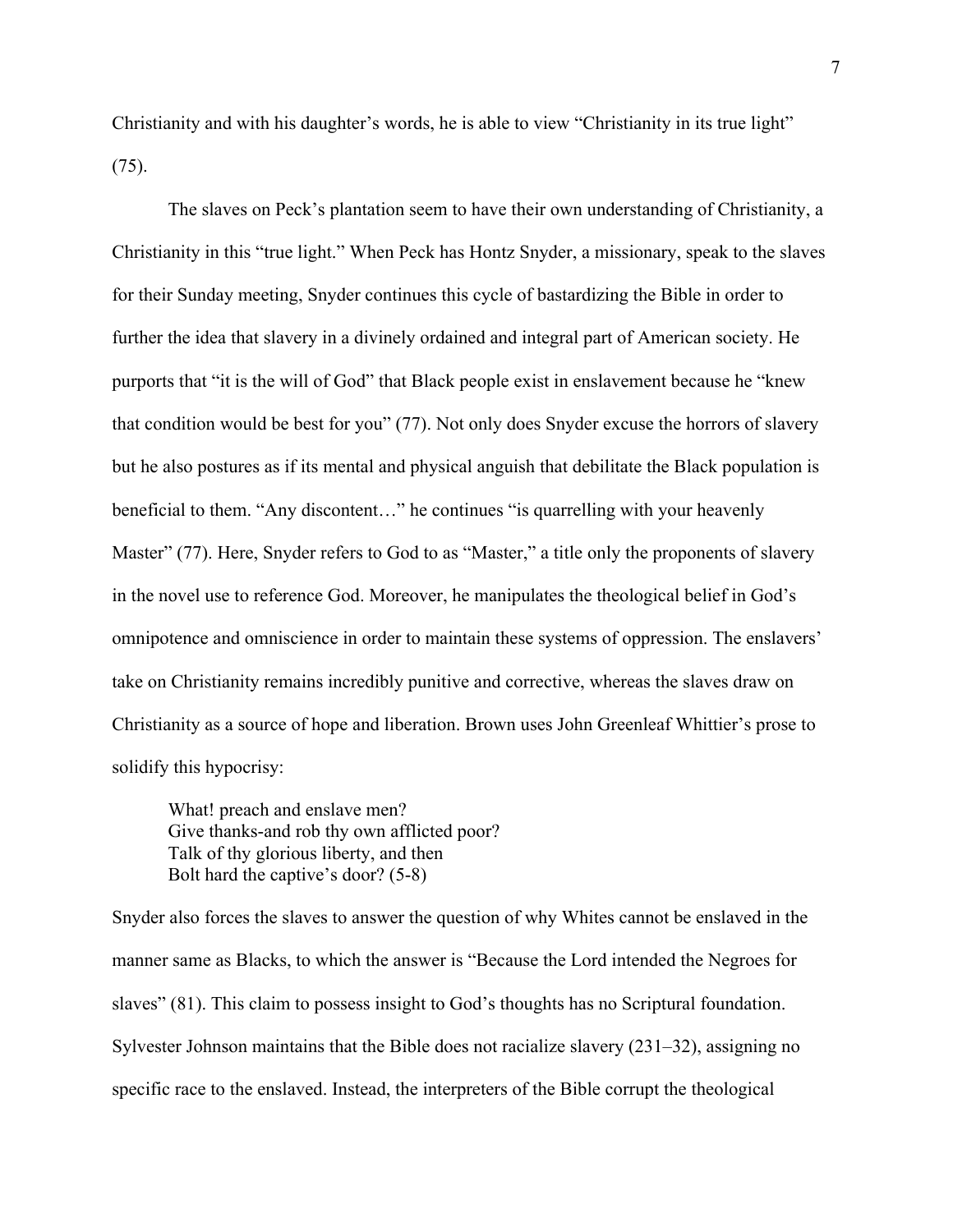Christianity and with his daughter's words, he is able to view "Christianity in its true light" (75).

The slaves on Peck's plantation seem to have their own understanding of Christianity, a Christianity in this "true light." When Peck has Hontz Snyder, a missionary, speak to the slaves for their Sunday meeting, Snyder continues this cycle of bastardizing the Bible in order to further the idea that slavery in a divinely ordained and integral part of American society. He purports that "it is the will of God" that Black people exist in enslavement because he "knew that condition would be best for you" (77). Not only does Snyder excuse the horrors of slavery but he also postures as if its mental and physical anguish that debilitate the Black population is beneficial to them. "Any discontent…" he continues "is quarrelling with your heavenly Master" (77). Here, Snyder refers to God to as "Master," a title only the proponents of slavery in the novel use to reference God. Moreover, he manipulates the theological belief in God's omnipotence and omniscience in order to maintain these systems of oppression. The enslavers' take on Christianity remains incredibly punitive and corrective, whereas the slaves draw on Christianity as a source of hope and liberation. Brown uses John Greenleaf Whittier's prose to solidify this hypocrisy:

> What! preach and enslave men?
> Give thanks-and rob thy own afflicted poor?
> Talk of thy glorious liberty, and then
> Bolt hard the captive's door? (5-8)

Snyder also forces the slaves to answer the question of why Whites cannot be enslaved in the manner same as Blacks, to which the answer is "Because the Lord intended the Negroes for slaves" (81). This claim to possess insight to God's thoughts has no Scriptural foundation. Sylvester Johnson maintains that the Bible does not racialize slavery (231–32), assigning no specific race to the enslaved. Instead, the interpreters of the Bible corrupt the theological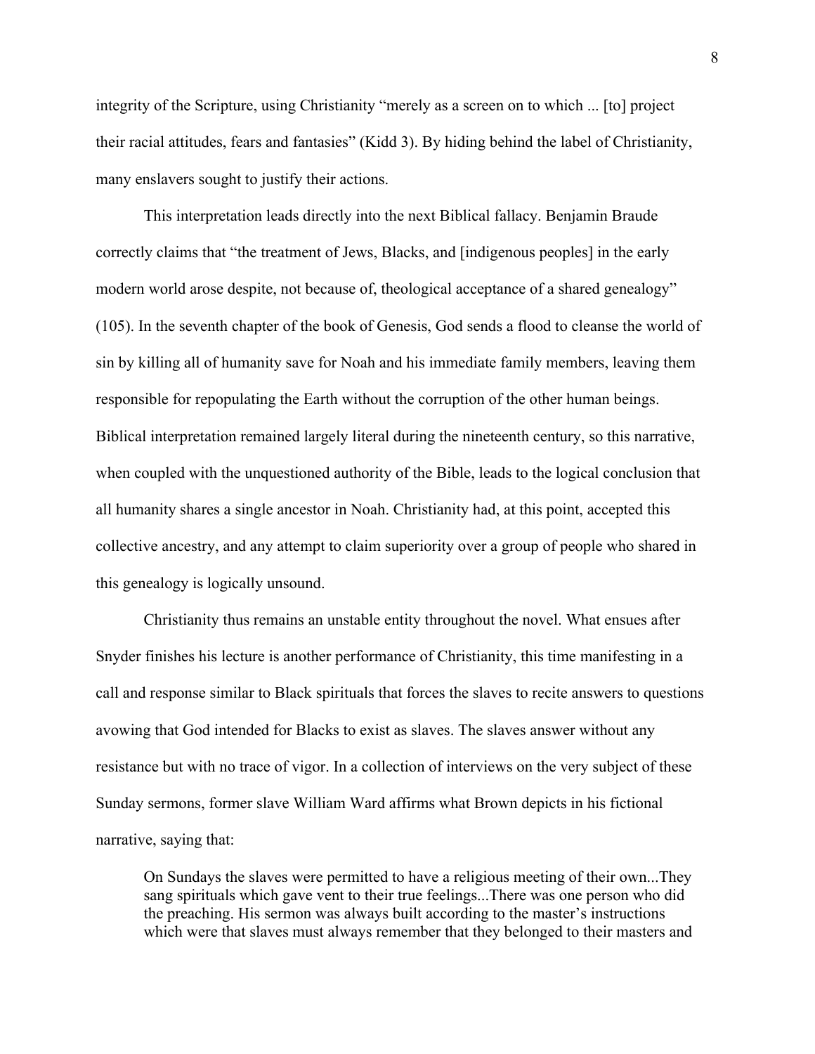integrity of the Scripture, using Christianity “merely as a screen on to which ... [to] project their racial attitudes, fears and fantasies” (Kidd 3). By hiding behind the label of Christianity, many enslavers sought to justify their actions.

This interpretation leads directly into the next Biblical fallacy. Benjamin Braude correctly claims that “the treatment of Jews, Blacks, and [indigenous peoples] in the early modern world arose despite, not because of, theological acceptance of a shared genealogy” (105). In the seventh chapter of the book of Genesis, God sends a flood to cleanse the world of sin by killing all of humanity save for Noah and his immediate family members, leaving them responsible for repopulating the Earth without the corruption of the other human beings. Biblical interpretation remained largely literal during the nineteenth century, so this narrative, when coupled with the unquestioned authority of the Bible, leads to the logical conclusion that all humanity shares a single ancestor in Noah. Christianity had, at this point, accepted this collective ancestry, and any attempt to claim superiority over a group of people who shared in this genealogy is logically unsound.

Christianity thus remains an unstable entity throughout the novel. What ensues after Snyder finishes his lecture is another performance of Christianity, this time manifesting in a call and response similar to Black spirituals that forces the slaves to recite answers to questions avowing that God intended for Blacks to exist as slaves. The slaves answer without any resistance but with no trace of vigor. In a collection of interviews on the very subject of these Sunday sermons, former slave William Ward affirms what Brown depicts in his fictional narrative, saying that:

> On Sundays the slaves were permitted to have a religious meeting of their own...They sang spirituals which gave vent to their true feelings...There was one person who did the preaching. His sermon was always built according to the master’s instructions which were that slaves must always remember that they belonged to their masters and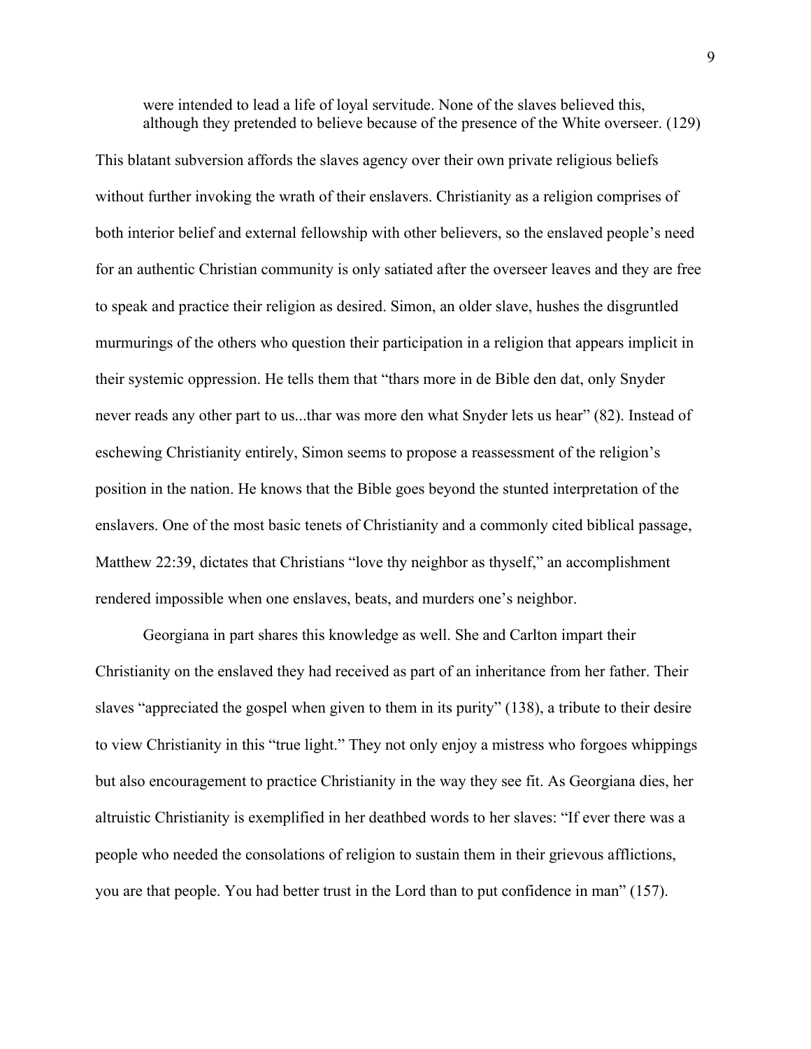> were intended to lead a life of loyal servitude. None of the slaves believed this, although they pretended to believe because of the presence of the White overseer. (129)

This blatant subversion affords the slaves agency over their own private religious beliefs without further invoking the wrath of their enslavers. Christianity as a religion comprises of both interior belief and external fellowship with other believers, so the enslaved people's need for an authentic Christian community is only satiated after the overseer leaves and they are free to speak and practice their religion as desired. Simon, an older slave, hushes the disgruntled murmurings of the others who question their participation in a religion that appears implicit in their systemic oppression. He tells them that "thars more in de Bible den dat, only Snyder never reads any other part to us...thar was more den what Snyder lets us hear" (82). Instead of eschewing Christianity entirely, Simon seems to propose a reassessment of the religion's position in the nation. He knows that the Bible goes beyond the stunted interpretation of the enslavers. One of the most basic tenets of Christianity and a commonly cited biblical passage, Matthew 22:39, dictates that Christians "love thy neighbor as thyself," an accomplishment rendered impossible when one enslaves, beats, and murders one's neighbor.

Georgiana in part shares this knowledge as well. She and Carlton impart their Christianity on the enslaved they had received as part of an inheritance from her father. Their slaves "appreciated the gospel when given to them in its purity" (138), a tribute to their desire to view Christianity in this "true light." They not only enjoy a mistress who forgoes whippings but also encouragement to practice Christianity in the way they see fit. As Georgiana dies, her altruistic Christianity is exemplified in her deathbed words to her slaves: "If ever there was a people who needed the consolations of religion to sustain them in their grievous afflictions, you are that people. You had better trust in the Lord than to put confidence in man" (157).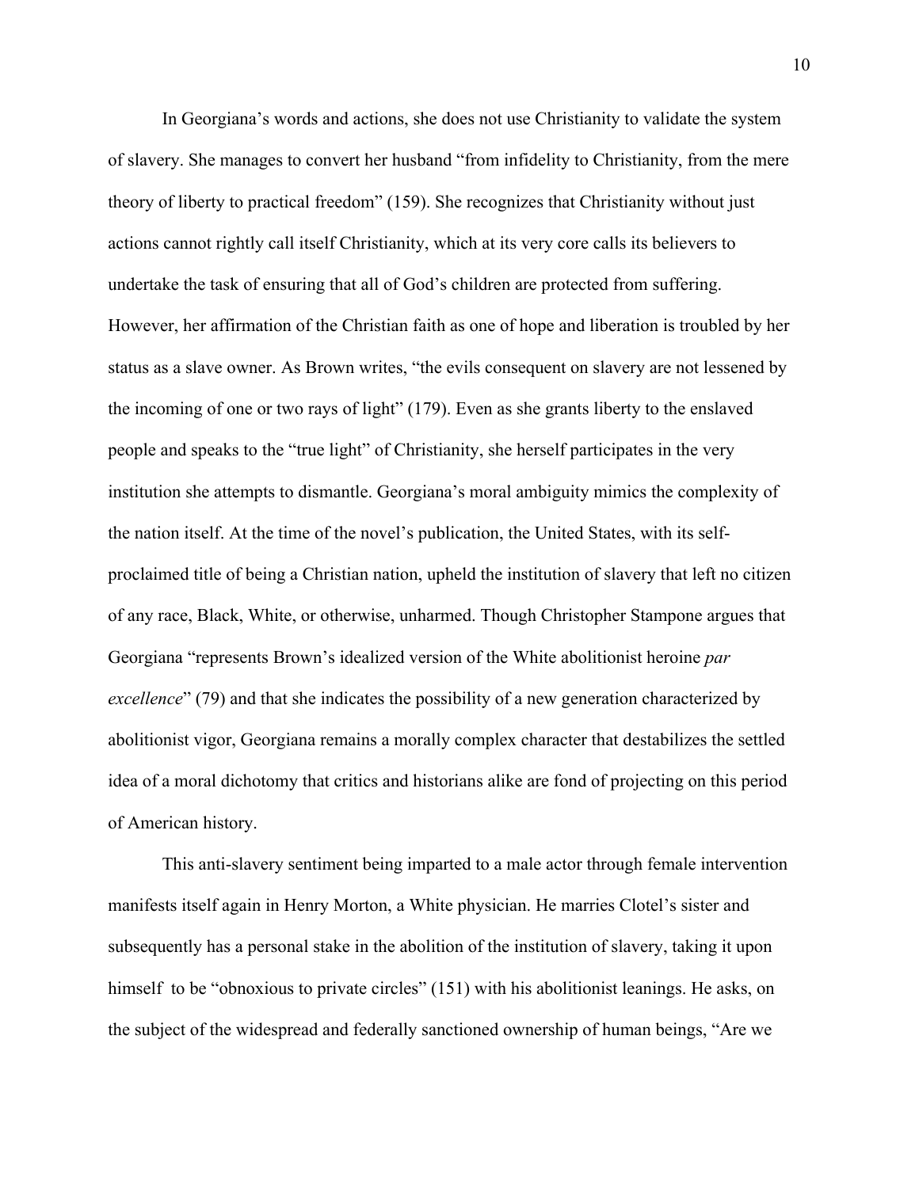In Georgiana's words and actions, she does not use Christianity to validate the system of slavery. She manages to convert her husband "from infidelity to Christianity, from the mere theory of liberty to practical freedom" (159). She recognizes that Christianity without just actions cannot rightly call itself Christianity, which at its very core calls its believers to undertake the task of ensuring that all of God's children are protected from suffering. However, her affirmation of the Christian faith as one of hope and liberation is troubled by her status as a slave owner. As Brown writes, "the evils consequent on slavery are not lessened by the incoming of one or two rays of light" (179). Even as she grants liberty to the enslaved people and speaks to the "true light" of Christianity, she herself participates in the very institution she attempts to dismantle. Georgiana's moral ambiguity mimics the complexity of the nation itself. At the time of the novel's publication, the United States, with its self-proclaimed title of being a Christian nation, upheld the institution of slavery that left no citizen of any race, Black, White, or otherwise, unharmed. Though Christopher Stampone argues that Georgiana "represents Brown's idealized version of the White abolitionist heroine *par excellence*" (79) and that she indicates the possibility of a new generation characterized by abolitionist vigor, Georgiana remains a morally complex character that destabilizes the settled idea of a moral dichotomy that critics and historians alike are fond of projecting on this period of American history.

This anti-slavery sentiment being imparted to a male actor through female intervention manifests itself again in Henry Morton, a White physician. He marries Clotel's sister and subsequently has a personal stake in the abolition of the institution of slavery, taking it upon himself to be "obnoxious to private circles" (151) with his abolitionist leanings. He asks, on the subject of the widespread and federally sanctioned ownership of human beings, "Are we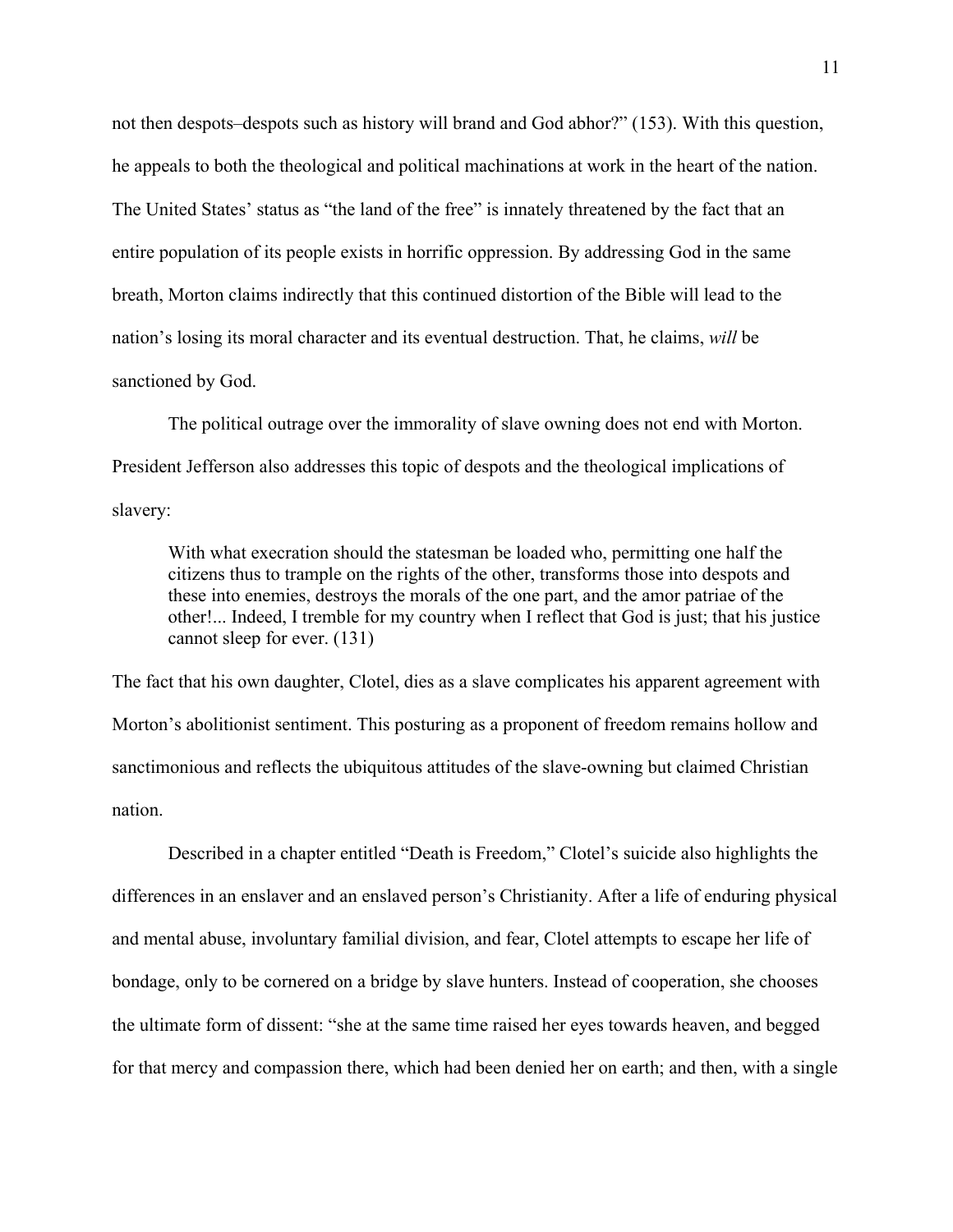not then despots–despots such as history will brand and God abhor?" (153). With this question, he appeals to both the theological and political machinations at work in the heart of the nation. The United States' status as "the land of the free" is innately threatened by the fact that an entire population of its people exists in horrific oppression. By addressing God in the same breath, Morton claims indirectly that this continued distortion of the Bible will lead to the nation's losing its moral character and its eventual destruction. That, he claims, *will* be sanctioned by God.

The political outrage over the immorality of slave owning does not end with Morton. President Jefferson also addresses this topic of despots and the theological implications of slavery:

> With what execration should the statesman be loaded who, permitting one half the citizens thus to trample on the rights of the other, transforms those into despots and these into enemies, destroys the morals of the one part, and the amor patriae of the other!... Indeed, I tremble for my country when I reflect that God is just; that his justice cannot sleep for ever. (131)

The fact that his own daughter, Clotel, dies as a slave complicates his apparent agreement with Morton's abolitionist sentiment. This posturing as a proponent of freedom remains hollow and sanctimonious and reflects the ubiquitous attitudes of the slave-owning but claimed Christian nation.

Described in a chapter entitled "Death is Freedom," Clotel's suicide also highlights the differences in an enslaver and an enslaved person's Christianity. After a life of enduring physical and mental abuse, involuntary familial division, and fear, Clotel attempts to escape her life of bondage, only to be cornered on a bridge by slave hunters. Instead of cooperation, she chooses the ultimate form of dissent: "she at the same time raised her eyes towards heaven, and begged for that mercy and compassion there, which had been denied her on earth; and then, with a single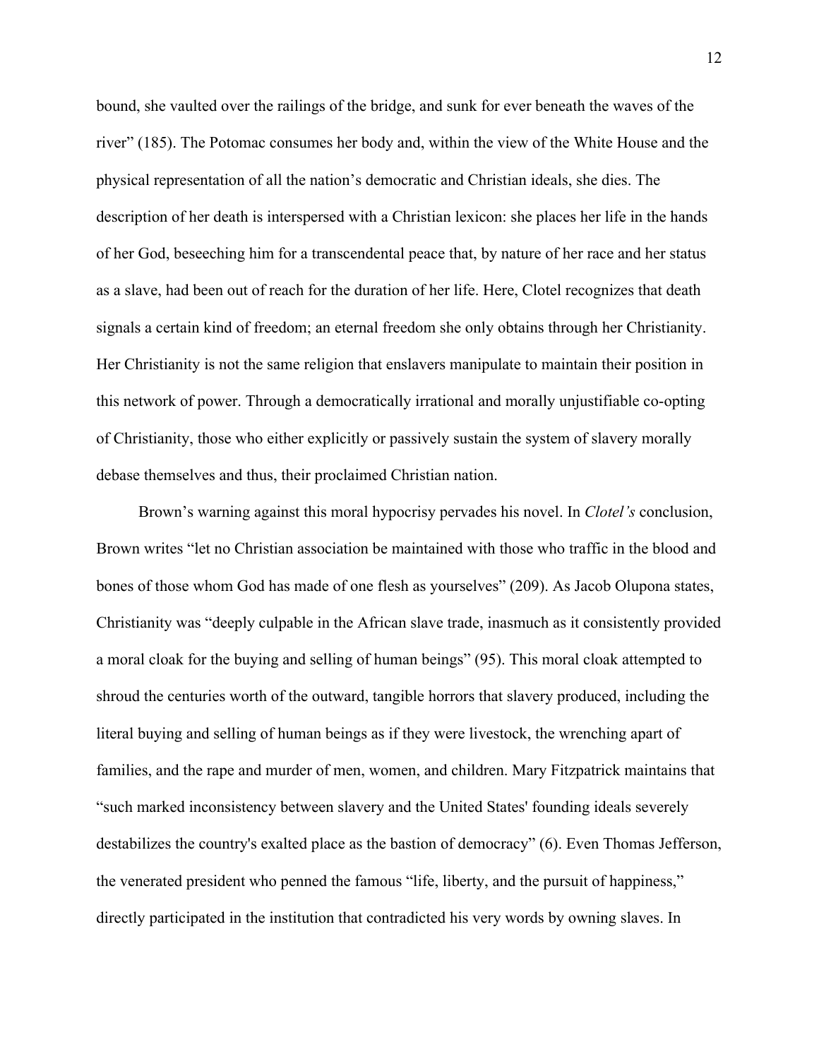bound, she vaulted over the railings of the bridge, and sunk for ever beneath the waves of the river" (185). The Potomac consumes her body and, within the view of the White House and the physical representation of all the nation's democratic and Christian ideals, she dies. The description of her death is interspersed with a Christian lexicon: she places her life in the hands of her God, beseeching him for a transcendental peace that, by nature of her race and her status as a slave, had been out of reach for the duration of her life. Here, Clotel recognizes that death signals a certain kind of freedom; an eternal freedom she only obtains through her Christianity. Her Christianity is not the same religion that enslavers manipulate to maintain their position in this network of power. Through a democratically irrational and morally unjustifiable co-opting of Christianity, those who either explicitly or passively sustain the system of slavery morally debase themselves and thus, their proclaimed Christian nation.

Brown's warning against this moral hypocrisy pervades his novel. In *Clotel's* conclusion, Brown writes "let no Christian association be maintained with those who traffic in the blood and bones of those whom God has made of one flesh as yourselves" (209). As Jacob Olupona states, Christianity was "deeply culpable in the African slave trade, inasmuch as it consistently provided a moral cloak for the buying and selling of human beings" (95). This moral cloak attempted to shroud the centuries worth of the outward, tangible horrors that slavery produced, including the literal buying and selling of human beings as if they were livestock, the wrenching apart of families, and the rape and murder of men, women, and children. Mary Fitzpatrick maintains that "such marked inconsistency between slavery and the United States' founding ideals severely destabilizes the country's exalted place as the bastion of democracy" (6). Even Thomas Jefferson, the venerated president who penned the famous "life, liberty, and the pursuit of happiness," directly participated in the institution that contradicted his very words by owning slaves. In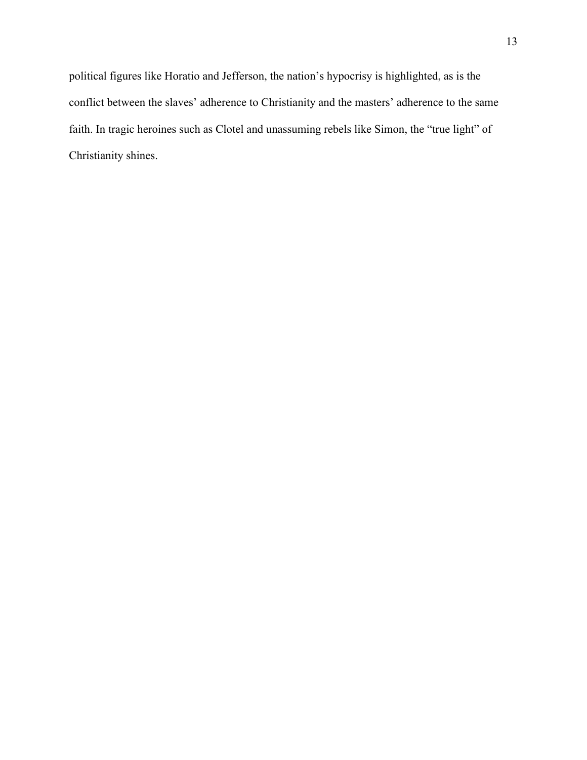political figures like Horatio and Jefferson, the nation's hypocrisy is highlighted, as is the conflict between the slaves' adherence to Christianity and the masters' adherence to the same faith. In tragic heroines such as Clotel and unassuming rebels like Simon, the "true light" of Christianity shines.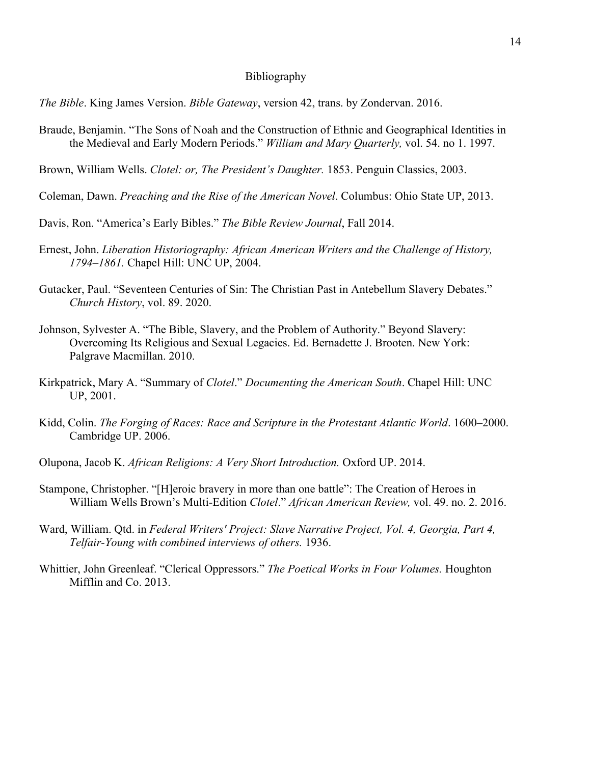# Bibliography

*The Bible*. King James Version. *Bible Gateway*, version 42, trans. by Zondervan. 2016.

Braude, Benjamin. "The Sons of Noah and the Construction of Ethnic and Geographical Identities in the Medieval and Early Modern Periods." *William and Mary Quarterly,* vol. 54. no 1. 1997.

Brown, William Wells. *Clotel: or, The President's Daughter.* 1853. Penguin Classics, 2003.

Coleman, Dawn. *Preaching and the Rise of the American Novel*. Columbus: Ohio State UP, 2013.

Davis, Ron. "America's Early Bibles." *The Bible Review Journal*, Fall 2014.

Ernest, John. *Liberation Historiography: African American Writers and the Challenge of History, 1794–1861.* Chapel Hill: UNC UP, 2004.

Gutacker, Paul. "Seventeen Centuries of Sin: The Christian Past in Antebellum Slavery Debates." *Church History*, vol. 89. 2020.

Johnson, Sylvester A. "The Bible, Slavery, and the Problem of Authority." Beyond Slavery: Overcoming Its Religious and Sexual Legacies. Ed. Bernadette J. Brooten. New York: Palgrave Macmillan. 2010.

Kirkpatrick, Mary A. "Summary of *Clotel*." *Documenting the American South*. Chapel Hill: UNC UP, 2001.

Kidd, Colin. *The Forging of Races: Race and Scripture in the Protestant Atlantic World*. 1600–2000. Cambridge UP. 2006.

Olupona, Jacob K. *African Religions: A Very Short Introduction.* Oxford UP. 2014.

Stampone, Christopher. "[H]eroic bravery in more than one battle": The Creation of Heroes in William Wells Brown's Multi-Edition *Clotel*." *African American Review,* vol. 49. no. 2. 2016.

Ward, William. Qtd. in *Federal Writers' Project: Slave Narrative Project, Vol. 4, Georgia, Part 4, Telfair-Young with combined interviews of others.* 1936.

Whittier, John Greenleaf. "Clerical Oppressors." *The Poetical Works in Four Volumes.* Houghton Mifflin and Co. 2013.